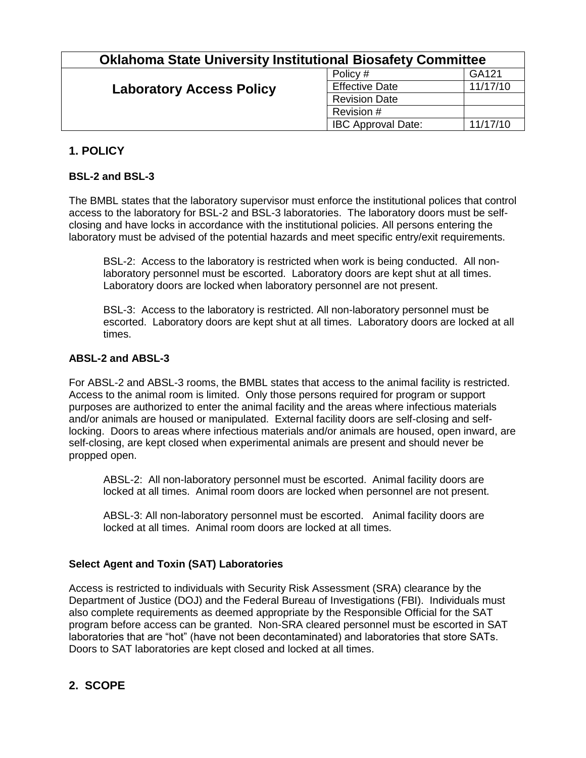| Oklahoma State University Institutional Biosafety Committee | | |
|---|---|---|
| **Laboratory Access Policy** | Policy # | GA121 |
| | Effective Date | 11/17/10 |
| | Revision Date | |
| | Revision # | |
| | IBC Approval Date: | 11/17/10 |

## 1. POLICY

### BSL-2 and BSL-3

The BMBL states that the laboratory supervisor must enforce the institutional polices that control access to the laboratory for BSL-2 and BSL-3 laboratories. The laboratory doors must be self-closing and have locks in accordance with the institutional policies. All persons entering the laboratory must be advised of the potential hazards and meet specific entry/exit requirements.

> BSL-2: Access to the laboratory is restricted when work is being conducted. All non-laboratory personnel must be escorted. Laboratory doors are kept shut at all times. Laboratory doors are locked when laboratory personnel are not present.
>
> BSL-3: Access to the laboratory is restricted. All non-laboratory personnel must be escorted. Laboratory doors are kept shut at all times. Laboratory doors are locked at all times.

### ABSL-2 and ABSL-3

For ABSL-2 and ABSL-3 rooms, the BMBL states that access to the animal facility is restricted. Access to the animal room is limited. Only those persons required for program or support purposes are authorized to enter the animal facility and the areas where infectious materials and/or animals are housed or manipulated. External facility doors are self-closing and self-locking. Doors to areas where infectious materials and/or animals are housed, open inward, are self-closing, are kept closed when experimental animals are present and should never be propped open.

> ABSL-2: All non-laboratory personnel must be escorted. Animal facility doors are locked at all times. Animal room doors are locked when personnel are not present.
>
> ABSL-3: All non-laboratory personnel must be escorted. Animal facility doors are locked at all times. Animal room doors are locked at all times.

### Select Agent and Toxin (SAT) Laboratories

Access is restricted to individuals with Security Risk Assessment (SRA) clearance by the Department of Justice (DOJ) and the Federal Bureau of Investigations (FBI). Individuals must also complete requirements as deemed appropriate by the Responsible Official for the SAT program before access can be granted. Non-SRA cleared personnel must be escorted in SAT laboratories that are "hot" (have not been decontaminated) and laboratories that store SATs. Doors to SAT laboratories are kept closed and locked at all times.

## 2. SCOPE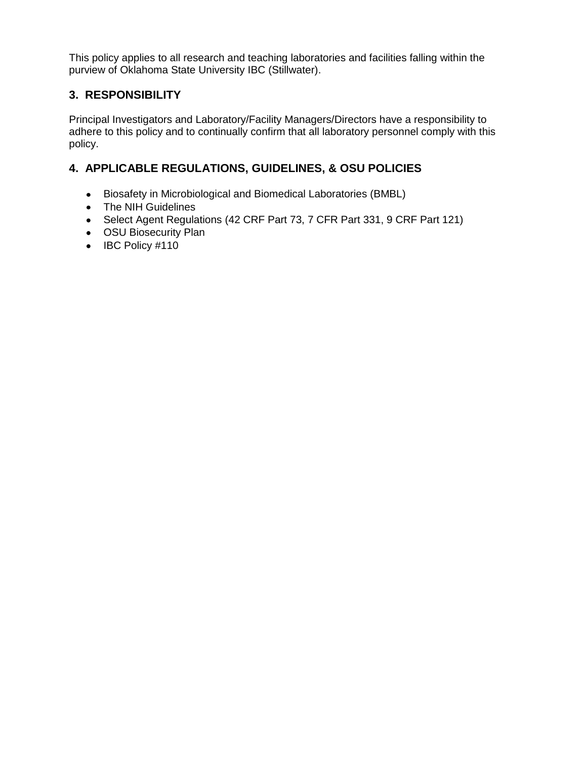This policy applies to all research and teaching laboratories and facilities falling within the purview of Oklahoma State University IBC (Stillwater).

## 3. RESPONSIBILITY

Principal Investigators and Laboratory/Facility Managers/Directors have a responsibility to adhere to this policy and to continually confirm that all laboratory personnel comply with this policy.

## 4. APPLICABLE REGULATIONS, GUIDELINES, & OSU POLICIES

- Biosafety in Microbiological and Biomedical Laboratories (BMBL)
- The NIH Guidelines
- Select Agent Regulations (42 CRF Part 73, 7 CFR Part 331, 9 CRF Part 121)
- OSU Biosecurity Plan
- IBC Policy #110